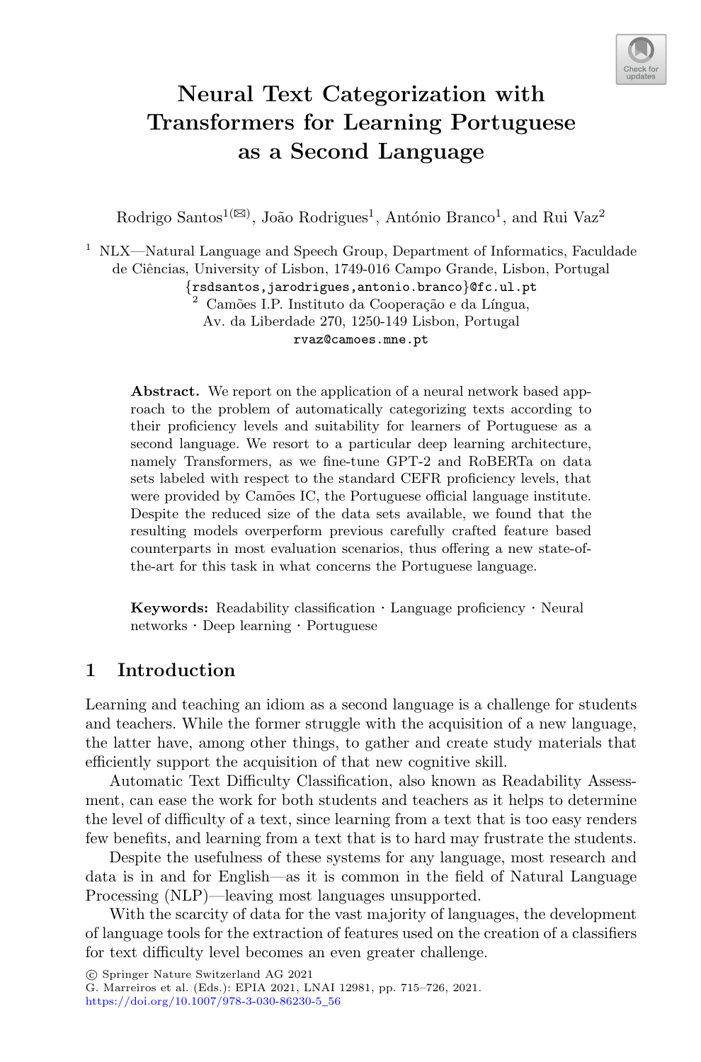# Neural Text Categorization with Transformers for Learning Portuguese as a Second Language

Rodrigo Santos[1(✉)], João Rodrigues[1], António Branco[1], and Rui Vaz[2]

[1] NLX—Natural Language and Speech Group, Department of Informatics, Faculdade de Ciências, University of Lisbon, 1749-016 Campo Grande, Lisbon, Portugal
{rsdsantos,jarodrigues,antonio.branco}@fc.ul.pt

[2] Camões I.P. Instituto da Cooperação e da Língua, Av. da Liberdade 270, 1250-149 Lisbon, Portugal
rvaz@camoes.mne.pt

**Abstract.** We report on the application of a neural network based approach to the problem of automatically categorizing texts according to their proficiency levels and suitability for learners of Portuguese as a second language. We resort to a particular deep learning architecture, namely Transformers, as we fine-tune GPT-2 and RoBERTa on data sets labeled with respect to the standard CEFR proficiency levels, that were provided by Camões IC, the Portuguese official language institute. Despite the reduced size of the data sets available, we found that the resulting models overperform previous carefully crafted feature based counterparts in most evaluation scenarios, thus offering a new state-of-the-art for this task in what concerns the Portuguese language.

**Keywords:** Readability classification · Language proficiency · Neural networks · Deep learning · Portuguese

## 1 Introduction

Learning and teaching an idiom as a second language is a challenge for students and teachers. While the former struggle with the acquisition of a new language, the latter have, among other things, to gather and create study materials that efficiently support the acquisition of that new cognitive skill.

Automatic Text Difficulty Classification, also known as Readability Assessment, can ease the work for both students and teachers as it helps to determine the level of difficulty of a text, since learning from a text that is too easy renders few benefits, and learning from a text that is to hard may frustrate the students.

Despite the usefulness of these systems for any language, most research and data is in and for English—as it is common in the field of Natural Language Processing (NLP)—leaving most languages unsupported.

With the scarcity of data for the vast majority of languages, the development of language tools for the extraction of features used on the creation of a classifiers for text difficulty level becomes an even greater challenge.

© Springer Nature Switzerland AG 2021
G. Marreiros et al. (Eds.): EPIA 2021, LNAI 12981, pp. 715–726, 2021.
https://doi.org/10.1007/978-3-030-86230-5_56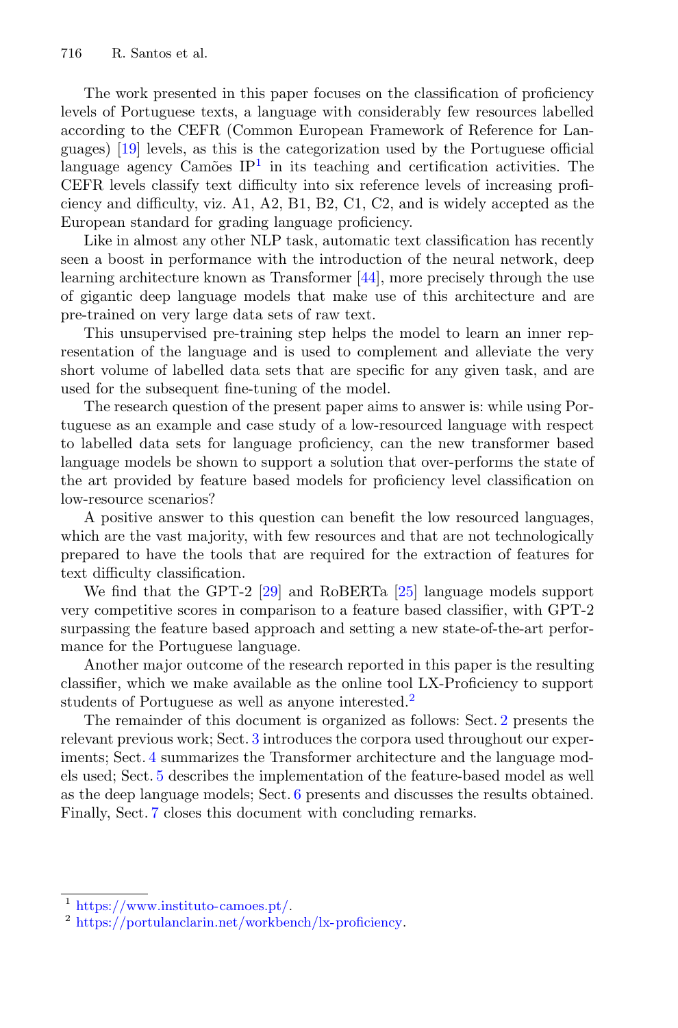The work presented in this paper focuses on the classification of proficiency levels of Portuguese texts, a language with considerably few resources labelled according to the CEFR (Common European Framework of Reference for Languages) [19] levels, as this is the categorization used by the Portuguese official language agency Camões IP[1] in its teaching and certification activities. The CEFR levels classify text difficulty into six reference levels of increasing proficiency and difficulty, viz. A1, A2, B1, B2, C1, C2, and is widely accepted as the European standard for grading language proficiency.

Like in almost any other NLP task, automatic text classification has recently seen a boost in performance with the introduction of the neural network, deep learning architecture known as Transformer [44], more precisely through the use of gigantic deep language models that make use of this architecture and are pre-trained on very large data sets of raw text.

This unsupervised pre-training step helps the model to learn an inner representation of the language and is used to complement and alleviate the very short volume of labelled data sets that are specific for any given task, and are used for the subsequent fine-tuning of the model.

The research question of the present paper aims to answer is: while using Portuguese as an example and case study of a low-resourced language with respect to labelled data sets for language proficiency, can the new transformer based language models be shown to support a solution that over-performs the state of the art provided by feature based models for proficiency level classification on low-resource scenarios?

A positive answer to this question can benefit the low resourced languages, which are the vast majority, with few resources and that are not technologically prepared to have the tools that are required for the extraction of features for text difficulty classification.

We find that the GPT-2 [29] and RoBERTa [25] language models support very competitive scores in comparison to a feature based classifier, with GPT-2 surpassing the feature based approach and setting a new state-of-the-art performance for the Portuguese language.

Another major outcome of the research reported in this paper is the resulting classifier, which we make available as the online tool LX-Proficiency to support students of Portuguese as well as anyone interested.[2]

The remainder of this document is organized as follows: Sect. 2 presents the relevant previous work; Sect. 3 introduces the corpora used throughout our experiments; Sect. 4 summarizes the Transformer architecture and the language models used; Sect. 5 describes the implementation of the feature-based model as well as the deep language models; Sect. 6 presents and discusses the results obtained. Finally, Sect. 7 closes this document with concluding remarks.

---

[1] https://www.instituto-camoes.pt/.

[2] https://portulanclarin.net/workbench/lx-proficiency.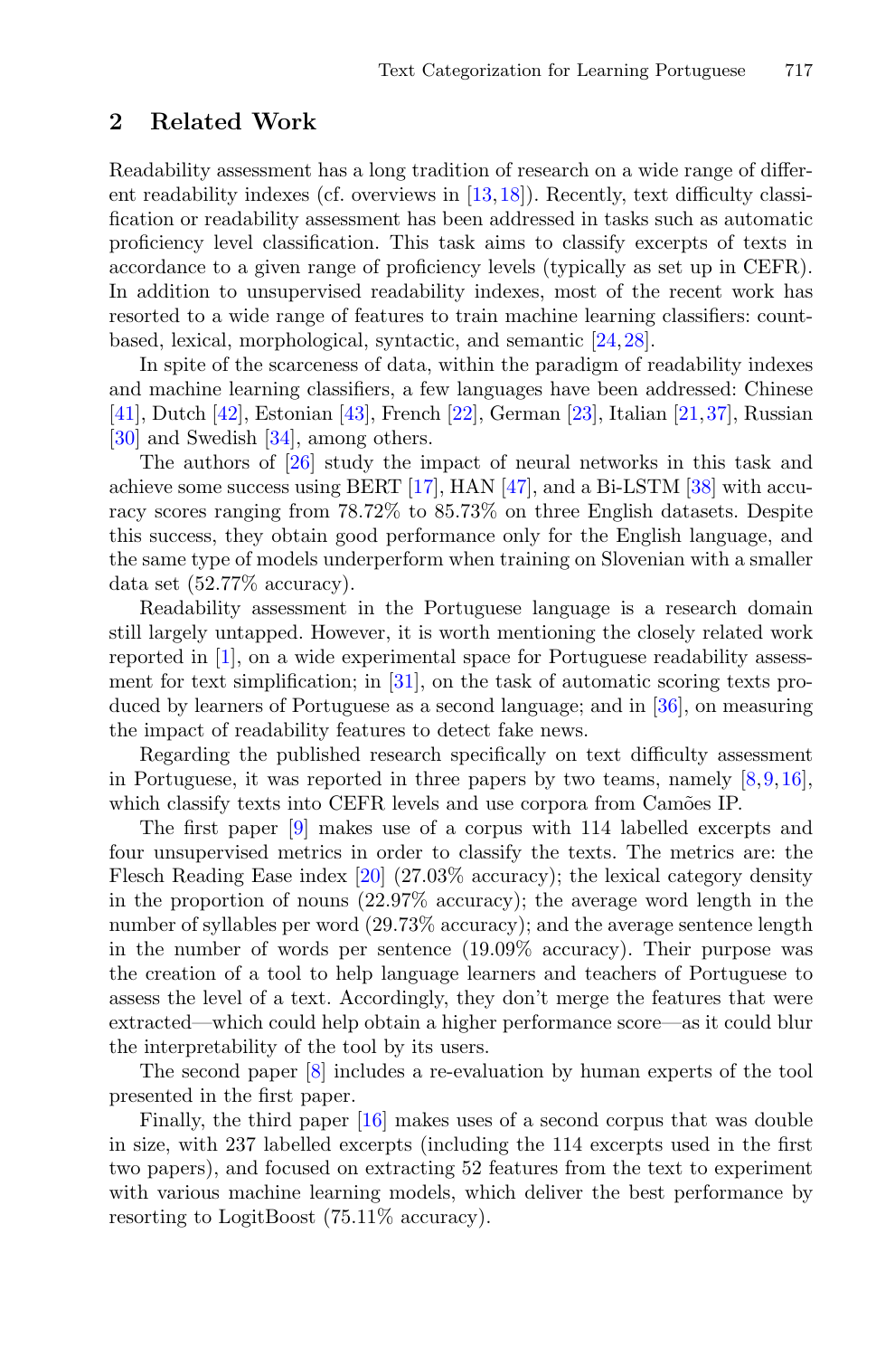## 2 Related Work

Readability assessment has a long tradition of research on a wide range of different readability indexes (cf. overviews in [13,18]). Recently, text difficulty classification or readability assessment has been addressed in tasks such as automatic proficiency level classification. This task aims to classify excerpts of texts in accordance to a given range of proficiency levels (typically as set up in CEFR). In addition to unsupervised readability indexes, most of the recent work has resorted to a wide range of features to train machine learning classifiers: count-based, lexical, morphological, syntactic, and semantic [24,28].

In spite of the scarceness of data, within the paradigm of readability indexes and machine learning classifiers, a few languages have been addressed: Chinese [41], Dutch [42], Estonian [43], French [22], German [23], Italian [21,37], Russian [30] and Swedish [34], among others.

The authors of [26] study the impact of neural networks in this task and achieve some success using BERT [17], HAN [47], and a Bi-LSTM [38] with accuracy scores ranging from 78.72% to 85.73% on three English datasets. Despite this success, they obtain good performance only for the English language, and the same type of models underperform when training on Slovenian with a smaller data set (52.77% accuracy).

Readability assessment in the Portuguese language is a research domain still largely untapped. However, it is worth mentioning the closely related work reported in [1], on a wide experimental space for Portuguese readability assessment for text simplification; in [31], on the task of automatic scoring texts produced by learners of Portuguese as a second language; and in [36], on measuring the impact of readability features to detect fake news.

Regarding the published research specifically on text difficulty assessment in Portuguese, it was reported in three papers by two teams, namely [8,9,16], which classify texts into CEFR levels and use corpora from Camões IP.

The first paper [9] makes use of a corpus with 114 labelled excerpts and four unsupervised metrics in order to classify the texts. The metrics are: the Flesch Reading Ease index [20] (27.03% accuracy); the lexical category density in the proportion of nouns (22.97% accuracy); the average word length in the number of syllables per word (29.73% accuracy); and the average sentence length in the number of words per sentence (19.09% accuracy). Their purpose was the creation of a tool to help language learners and teachers of Portuguese to assess the level of a text. Accordingly, they don't merge the features that were extracted—which could help obtain a higher performance score—as it could blur the interpretability of the tool by its users.

The second paper [8] includes a re-evaluation by human experts of the tool presented in the first paper.

Finally, the third paper [16] makes uses of a second corpus that was double in size, with 237 labelled excerpts (including the 114 excerpts used in the first two papers), and focused on extracting 52 features from the text to experiment with various machine learning models, which deliver the best performance by resorting to LogitBoost (75.11% accuracy).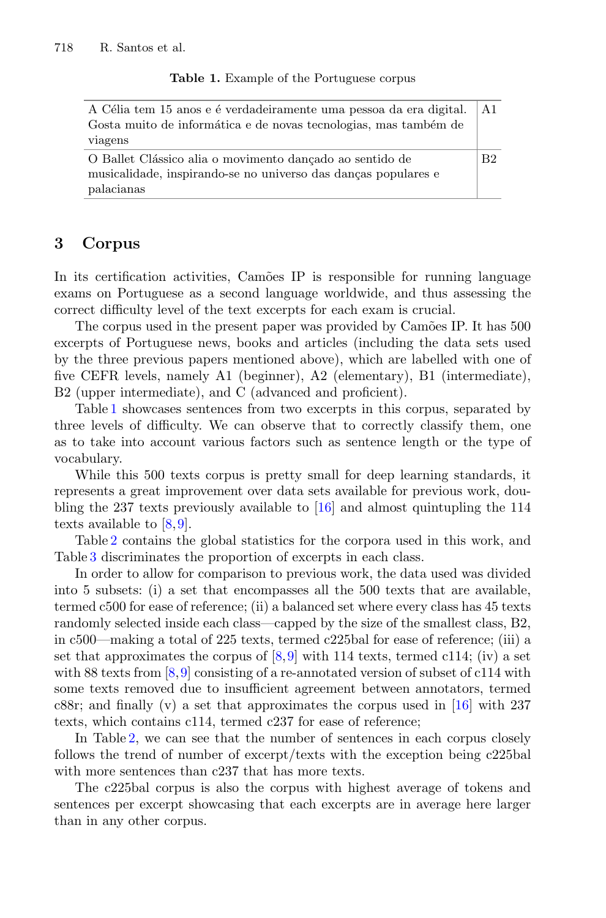**Table 1.** Example of the Portuguese corpus

| | |
|---|---|
| A Célia tem 15 anos e é verdadeiramente uma pessoa da era digital. Gosta muito de informática e de novas tecnologias, mas também de viagens | A1 |
| O Ballet Clássico alia o movimento dançado ao sentido de musicalidade, inspirando-se no universo das danças populares e palacianas | B2 |

## 3 Corpus

In its certification activities, Camões IP is responsible for running language exams on Portuguese as a second language worldwide, and thus assessing the correct difficulty level of the text excerpts for each exam is crucial.

The corpus used in the present paper was provided by Camões IP. It has 500 excerpts of Portuguese news, books and articles (including the data sets used by the three previous papers mentioned above), which are labelled with one of five CEFR levels, namely A1 (beginner), A2 (elementary), B1 (intermediate), B2 (upper intermediate), and C (advanced and proficient).

Table 1 showcases sentences from two excerpts in this corpus, separated by three levels of difficulty. We can observe that to correctly classify them, one as to take into account various factors such as sentence length or the type of vocabulary.

While this 500 texts corpus is pretty small for deep learning standards, it represents a great improvement over data sets available for previous work, doubling the 237 texts previously available to [16] and almost quintupling the 114 texts available to [8,9].

Table 2 contains the global statistics for the corpora used in this work, and Table 3 discriminates the proportion of excerpts in each class.

In order to allow for comparison to previous work, the data used was divided into 5 subsets: (i) a set that encompasses all the 500 texts that are available, termed c500 for ease of reference; (ii) a balanced set where every class has 45 texts randomly selected inside each class—capped by the size of the smallest class, B2, in c500—making a total of 225 texts, termed c225bal for ease of reference; (iii) a set that approximates the corpus of [8,9] with 114 texts, termed c114; (iv) a set with 88 texts from [8,9] consisting of a re-annotated version of subset of c114 with some texts removed due to insufficient agreement between annotators, termed c88r; and finally (v) a set that approximates the corpus used in [16] with 237 texts, which contains c114, termed c237 for ease of reference;

In Table 2, we can see that the number of sentences in each corpus closely follows the trend of number of excerpt/texts with the exception being c225bal with more sentences than c237 that has more texts.

The c225bal corpus is also the corpus with highest average of tokens and sentences per excerpt showcasing that each excerpts are in average here larger than in any other corpus.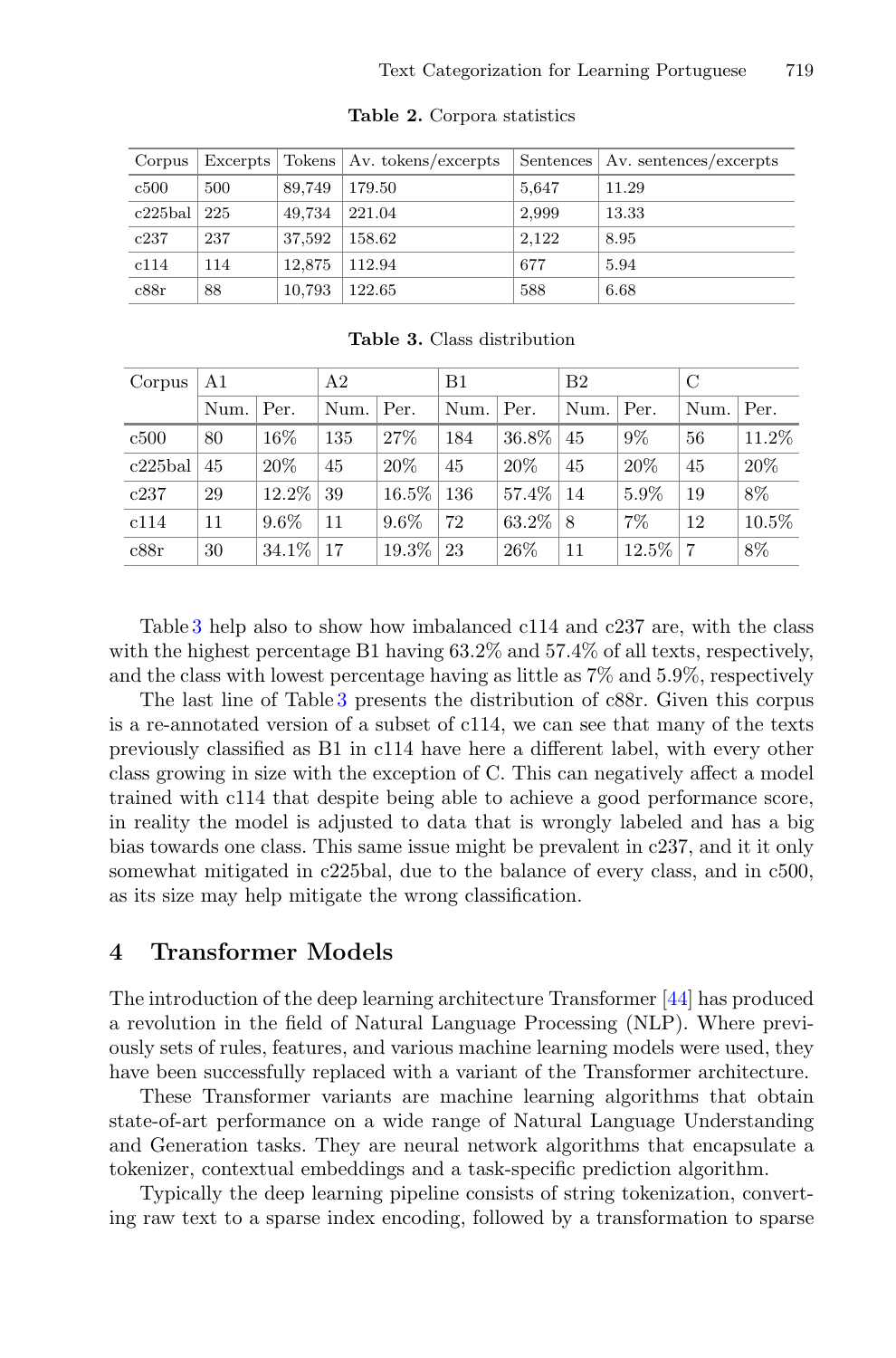**Table 2.** Corpora statistics

| Corpus | Excerpts | Tokens | Av. tokens/excerpts | Sentences | Av. sentences/excerpts |
|---|---|---|---|---|---|
| c500 | 500 | 89,749 | 179.50 | 5,647 | 11.29 |
| c225bal | 225 | 49,734 | 221.04 | 2,999 | 13.33 |
| c237 | 237 | 37,592 | 158.62 | 2,122 | 8.95 |
| c114 | 114 | 12,875 | 112.94 | 677 | 5.94 |
| c88r | 88 | 10,793 | 122.65 | 588 | 6.68 |

**Table 3.** Class distribution

| Corpus | A1 | | A2 | | B1 | | B2 | | C | |
|---|---|---|---|---|---|---|---|---|---|---|
| | Num. | Per. | Num. | Per. | Num. | Per. | Num. | Per. | Num. | Per. |
| c500 | 80 | 16% | 135 | 27% | 184 | 36.8% | 45 | 9% | 56 | 11.2% |
| c225bal | 45 | 20% | 45 | 20% | 45 | 20% | 45 | 20% | 45 | 20% |
| c237 | 29 | 12.2% | 39 | 16.5% | 136 | 57.4% | 14 | 5.9% | 19 | 8% |
| c114 | 11 | 9.6% | 11 | 9.6% | 72 | 63.2% | 8 | 7% | 12 | 10.5% |
| c88r | 30 | 34.1% | 17 | 19.3% | 23 | 26% | 11 | 12.5% | 7 | 8% |

Table 3 help also to show how imbalanced c114 and c237 are, with the class with the highest percentage B1 having 63.2% and 57.4% of all texts, respectively, and the class with lowest percentage having as little as 7% and 5.9%, respectively

The last line of Table 3 presents the distribution of c88r. Given this corpus is a re-annotated version of a subset of c114, we can see that many of the texts previously classified as B1 in c114 have here a different label, with every other class growing in size with the exception of C. This can negatively affect a model trained with c114 that despite being able to achieve a good performance score, in reality the model is adjusted to data that is wrongly labeled and has a big bias towards one class. This same issue might be prevalent in c237, and it it only somewhat mitigated in c225bal, due to the balance of every class, and in c500, as its size may help mitigate the wrong classification.

## 4 Transformer Models

The introduction of the deep learning architecture Transformer [44] has produced a revolution in the field of Natural Language Processing (NLP). Where previously sets of rules, features, and various machine learning models were used, they have been successfully replaced with a variant of the Transformer architecture.

These Transformer variants are machine learning algorithms that obtain state-of-art performance on a wide range of Natural Language Understanding and Generation tasks. They are neural network algorithms that encapsulate a tokenizer, contextual embeddings and a task-specific prediction algorithm.

Typically the deep learning pipeline consists of string tokenization, converting raw text to a sparse index encoding, followed by a transformation to sparse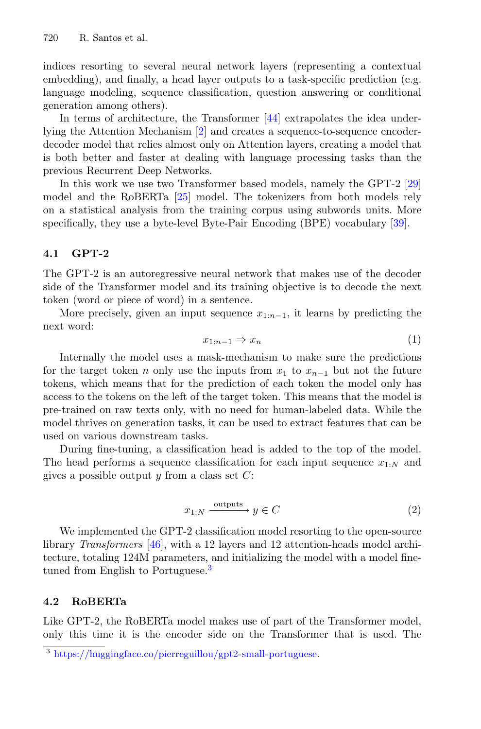indices resorting to several neural network layers (representing a contextual embedding), and finally, a head layer outputs to a task-specific prediction (e.g. language modeling, sequence classification, question answering or conditional generation among others).

In terms of architecture, the Transformer [44] extrapolates the idea underlying the Attention Mechanism [2] and creates a sequence-to-sequence encoder-decoder model that relies almost only on Attention layers, creating a model that is both better and faster at dealing with language processing tasks than the previous Recurrent Deep Networks.

In this work we use two Transformer based models, namely the GPT-2 [29] model and the RoBERTa [25] model. The tokenizers from both models rely on a statistical analysis from the training corpus using subwords units. More specifically, they use a byte-level Byte-Pair Encoding (BPE) vocabulary [39].

### 4.1 GPT-2

The GPT-2 is an autoregressive neural network that makes use of the decoder side of the Transformer model and its training objective is to decode the next token (word or piece of word) in a sentence.

More precisely, given an input sequence $x_{1:n-1}$, it learns by predicting the next word:

$$x_{1:n-1} \Rightarrow x_n \tag{1}$$

Internally the model uses a mask-mechanism to make sure the predictions for the target token $n$ only use the inputs from $x_1$ to $x_{n-1}$ but not the future tokens, which means that for the prediction of each token the model only has access to the tokens on the left of the target token. This means that the model is pre-trained on raw texts only, with no need for human-labeled data. While the model thrives on generation tasks, it can be used to extract features that can be used on various downstream tasks.

During fine-tuning, a classification head is added to the top of the model. The head performs a sequence classification for each input sequence $x_{1:N}$ and gives a possible output $y$ from a class set $C$:

$$x_{1:N} \xrightarrow{\text{outputs}} y \in C \tag{2}$$

We implemented the GPT-2 classification model resorting to the open-source library *Transformers* [46], with a 12 layers and 12 attention-heads model architecture, totaling 124M parameters, and initializing the model with a model fine-tuned from English to Portuguese.[3]

### 4.2 RoBERTa

Like GPT-2, the RoBERTa model makes use of part of the Transformer model, only this time it is the encoder side on the Transformer that is used. The

[3] https://huggingface.co/pierreguillou/gpt2-small-portuguese.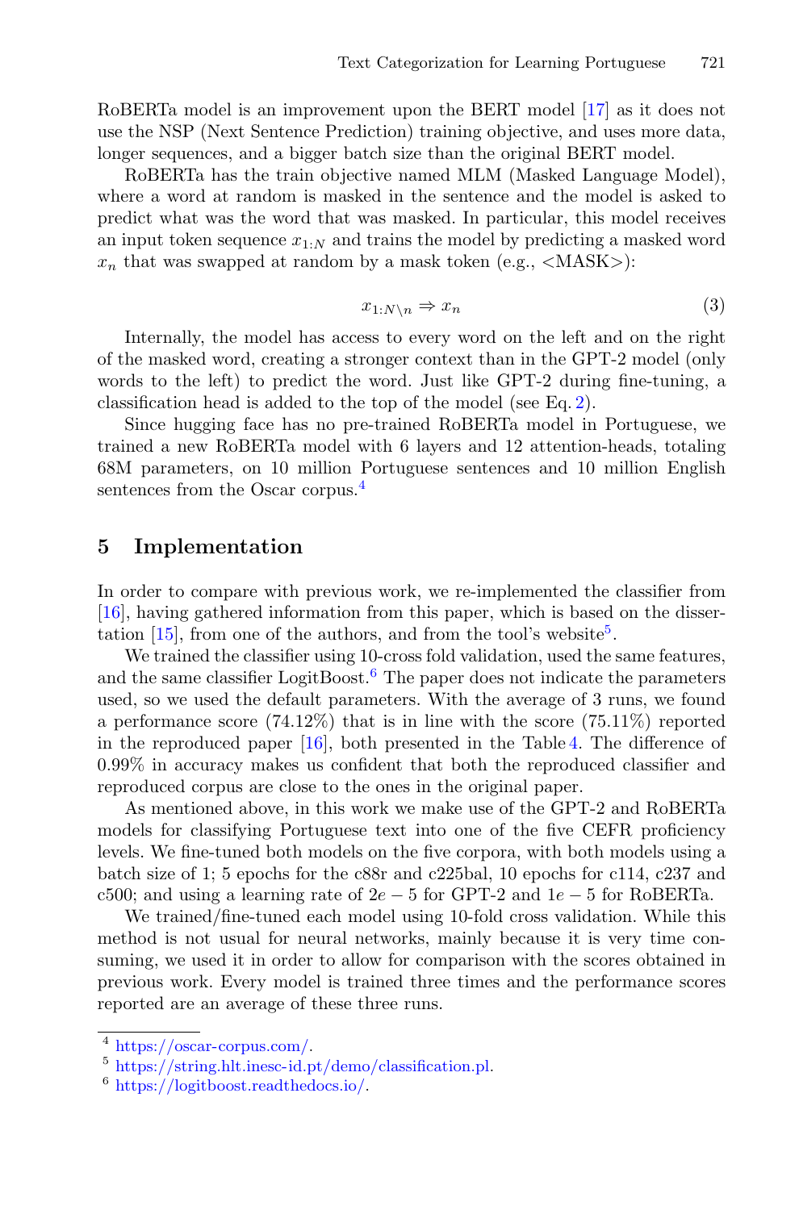RoBERTa model is an improvement upon the BERT model [17] as it does not use the NSP (Next Sentence Prediction) training objective, and uses more data, longer sequences, and a bigger batch size than the original BERT model.

RoBERTa has the train objective named MLM (Masked Language Model), where a word at random is masked in the sentence and the model is asked to predict what was the word that was masked. In particular, this model receives an input token sequence $x_{1:N}$ and trains the model by predicting a masked word $x_n$ that was swapped at random by a mask token (e.g., <MASK>):

$$x_{1:N\backslash n} \Rightarrow x_n \tag{3}$$

Internally, the model has access to every word on the left and on the right of the masked word, creating a stronger context than in the GPT-2 model (only words to the left) to predict the word. Just like GPT-2 during fine-tuning, a classification head is added to the top of the model (see Eq. 2).

Since hugging face has no pre-trained RoBERTa model in Portuguese, we trained a new RoBERTa model with 6 layers and 12 attention-heads, totaling 68M parameters, on 10 million Portuguese sentences and 10 million English sentences from the Oscar corpus.[4]

## 5 Implementation

In order to compare with previous work, we re-implemented the classifier from [16], having gathered information from this paper, which is based on the dissertation [15], from one of the authors, and from the tool's website[5].

We trained the classifier using 10-cross fold validation, used the same features, and the same classifier LogitBoost.[6] The paper does not indicate the parameters used, so we used the default parameters. With the average of 3 runs, we found a performance score (74.12%) that is in line with the score (75.11%) reported in the reproduced paper [16], both presented in the Table 4. The difference of 0.99% in accuracy makes us confident that both the reproduced classifier and reproduced corpus are close to the ones in the original paper.

As mentioned above, in this work we make use of the GPT-2 and RoBERTa models for classifying Portuguese text into one of the five CEFR proficiency levels. We fine-tuned both models on the five corpora, with both models using a batch size of 1; 5 epochs for the c88r and c225bal, 10 epochs for c114, c237 and c500; and using a learning rate of $2e-5$ for GPT-2 and $1e-5$ for RoBERTa.

We trained/fine-tuned each model using 10-fold cross validation. While this method is not usual for neural networks, mainly because it is very time consuming, we used it in order to allow for comparison with the scores obtained in previous work. Every model is trained three times and the performance scores reported are an average of these three runs.

---

[4] https://oscar-corpus.com/.

[5] https://string.hlt.inesc-id.pt/demo/classification.pl.

[6] https://logitboost.readthedocs.io/.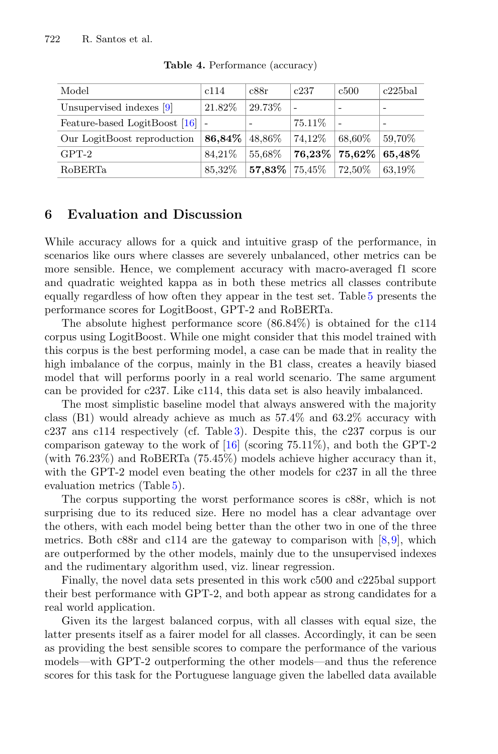**Table 4.** Performance (accuracy)

| Model | c114 | c88r | c237 | c500 | c225bal |
|---|---|---|---|---|---|
| Unsupervised indexes [9] | 21.82% | 29.73% | - | - | - |
| Feature-based LogitBoost [16] | - | - | 75.11% | - | - |
| Our LogitBoost reproduction | **86,84%** | 48,86% | 74,12% | 68,60% | 59,70% |
| GPT-2 | 84,21% | 55,68% | **76,23%** | **75,62%** | **65,48%** |
| RoBERTa | 85,32% | **57,83%** | 75,45% | 72,50% | 63,19% |

## 6 Evaluation and Discussion

While accuracy allows for a quick and intuitive grasp of the performance, in scenarios like ours where classes are severely unbalanced, other metrics can be more sensible. Hence, we complement accuracy with macro-averaged f1 score and quadratic weighted kappa as in both these metrics all classes contribute equally regardless of how often they appear in the test set. Table 5 presents the performance scores for LogitBoost, GPT-2 and RoBERTa.

The absolute highest performance score (86.84%) is obtained for the c114 corpus using LogitBoost. While one might consider that this model trained with this corpus is the best performing model, a case can be made that in reality the high imbalance of the corpus, mainly in the B1 class, creates a heavily biased model that will performs poorly in a real world scenario. The same argument can be provided for c237. Like c114, this data set is also heavily imbalanced.

The most simplistic baseline model that always answered with the majority class (B1) would already achieve as much as 57.4% and 63.2% accuracy with c237 ans c114 respectively (cf. Table 3). Despite this, the c237 corpus is our comparison gateway to the work of [16] (scoring 75.11%), and both the GPT-2 (with 76.23%) and RoBERTa (75.45%) models achieve higher accuracy than it, with the GPT-2 model even beating the other models for c237 in all the three evaluation metrics (Table 5).

The corpus supporting the worst performance scores is c88r, which is not surprising due to its reduced size. Here no model has a clear advantage over the others, with each model being better than the other two in one of the three metrics. Both c88r and c114 are the gateway to comparison with [8,9], which are outperformed by the other models, mainly due to the unsupervised indexes and the rudimentary algorithm used, viz. linear regression.

Finally, the novel data sets presented in this work c500 and c225bal support their best performance with GPT-2, and both appear as strong candidates for a real world application.

Given its the largest balanced corpus, with all classes with equal size, the latter presents itself as a fairer model for all classes. Accordingly, it can be seen as providing the best sensible scores to compare the performance of the various models—with GPT-2 outperforming the other models—and thus the reference scores for this task for the Portuguese language given the labelled data available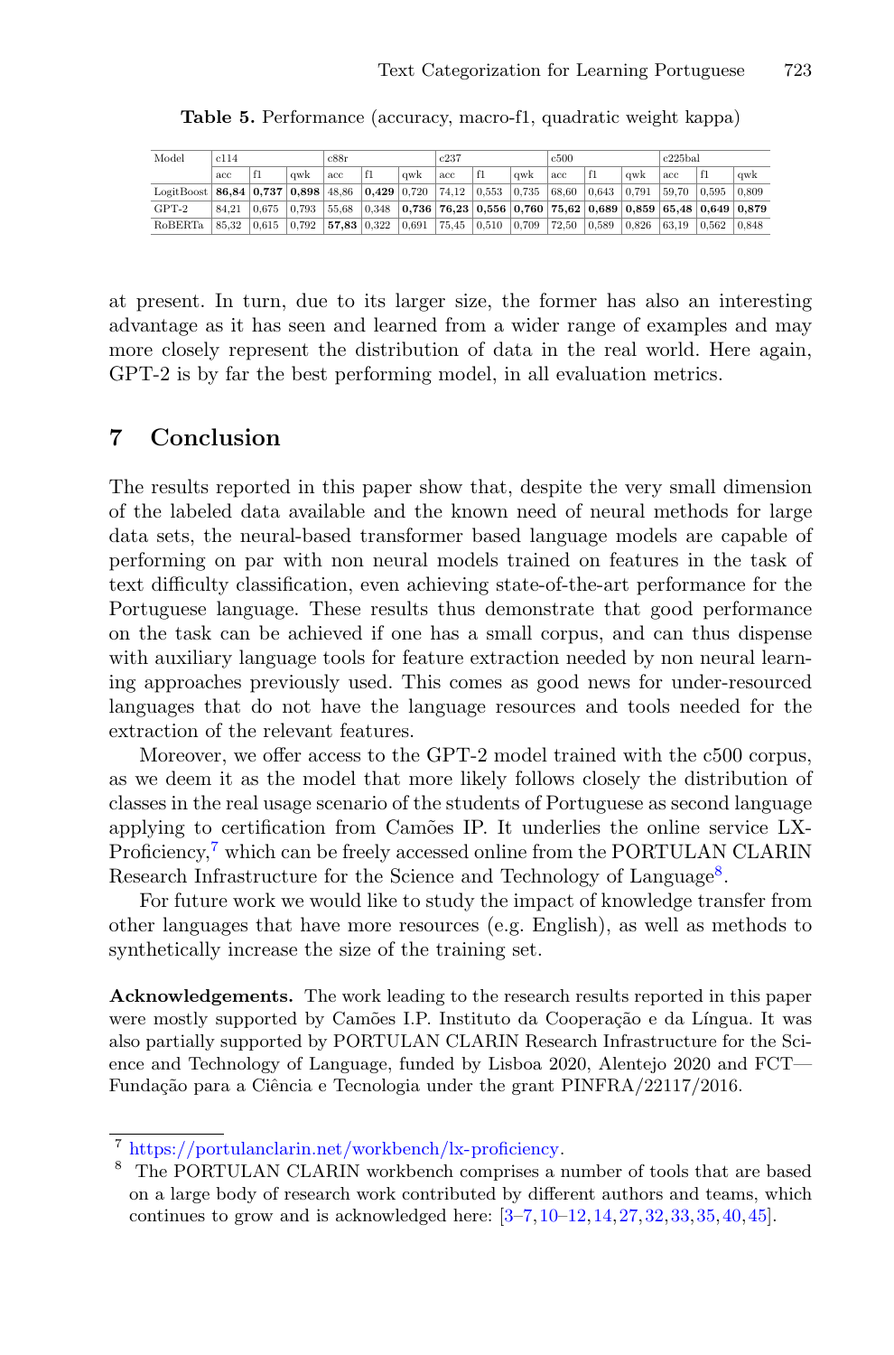**Table 5.** Performance (accuracy, macro-f1, quadratic weight kappa)

| Model | c114 | | | c88r | | | c237 | | | c500 | | | c225bal | | |
|---|---|---|---|---|---|---|---|---|---|---|---|---|---|---|---|
| | acc | f1 | qwk | acc | f1 | qwk | acc | f1 | qwk | acc | f1 | qwk | acc | f1 | qwk |
| LogitBoost | **86,84** | **0,737** | **0,898** | 48,86 | **0,429** | 0,720 | 74,12 | 0,553 | 0,735 | 68,60 | 0,643 | 0,791 | 59,70 | 0,595 | 0,809 |
| GPT-2 | 84,21 | 0,675 | 0,793 | 55,68 | 0,348 | **0,736** | **76,23** | **0,556** | **0,760** | **75,62** | **0,689** | **0,859** | **65,48** | **0,649** | **0,879** |
| RoBERTa | 85,32 | 0,615 | 0,792 | **57,83** | 0,322 | 0,691 | 75,45 | 0,510 | 0,709 | 72,50 | 0,589 | 0,826 | 63,19 | 0,562 | 0,848 |

at present. In turn, due to its larger size, the former has also an interesting advantage as it has seen and learned from a wider range of examples and may more closely represent the distribution of data in the real world. Here again, GPT-2 is by far the best performing model, in all evaluation metrics.

## 7 Conclusion

The results reported in this paper show that, despite the very small dimension of the labeled data available and the known need of neural methods for large data sets, the neural-based transformer based language models are capable of performing on par with non neural models trained on features in the task of text difficulty classification, even achieving state-of-the-art performance for the Portuguese language. These results thus demonstrate that good performance on the task can be achieved if one has a small corpus, and can thus dispense with auxiliary language tools for feature extraction needed by non neural learning approaches previously used. This comes as good news for under-resourced languages that do not have the language resources and tools needed for the extraction of the relevant features.

Moreover, we offer access to the GPT-2 model trained with the c500 corpus, as we deem it as the model that more likely follows closely the distribution of classes in the real usage scenario of the students of Portuguese as second language applying to certification from Camões IP. It underlies the online service LX-Proficiency,[7] which can be freely accessed online from the PORTULAN CLARIN Research Infrastructure for the Science and Technology of Language[8].

For future work we would like to study the impact of knowledge transfer from other languages that have more resources (e.g. English), as well as methods to synthetically increase the size of the training set.

**Acknowledgements.** The work leading to the research results reported in this paper were mostly supported by Camões I.P. Instituto da Cooperação e da Língua. It was also partially supported by PORTULAN CLARIN Research Infrastructure for the Science and Technology of Language, funded by Lisboa 2020, Alentejo 2020 and FCT—Fundação para a Ciência e Tecnologia under the grant PINFRA/22117/2016.

[7] https://portulanclarin.net/workbench/lx-proficiency.

[8] The PORTULAN CLARIN workbench comprises a number of tools that are based on a large body of research work contributed by different authors and teams, which continues to grow and is acknowledged here: [3–7, 10–12, 14, 27, 32, 33, 35, 40, 45].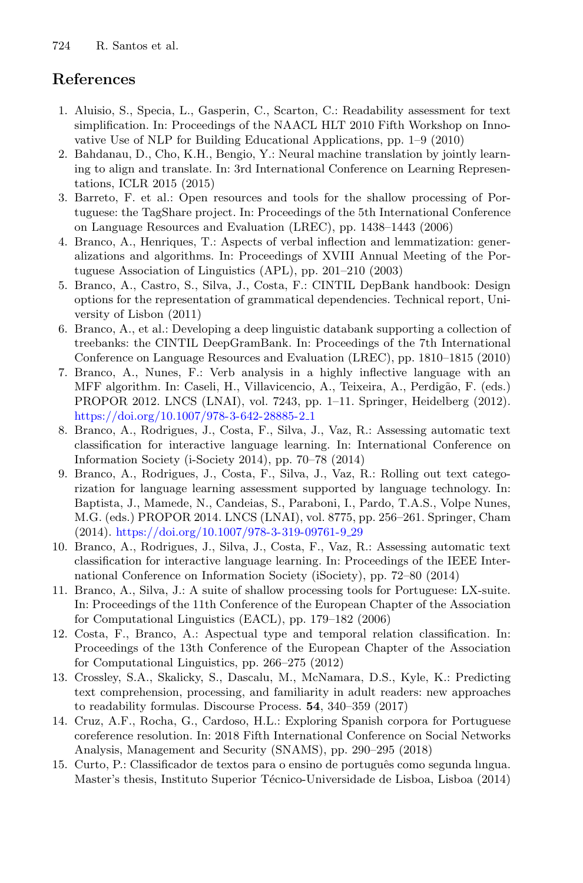## References

1. Aluisio, S., Specia, L., Gasperin, C., Scarton, C.: Readability assessment for text simplification. In: Proceedings of the NAACL HLT 2010 Fifth Workshop on Innovative Use of NLP for Building Educational Applications, pp. 1–9 (2010)
2. Bahdanau, D., Cho, K.H., Bengio, Y.: Neural machine translation by jointly learning to align and translate. In: 3rd International Conference on Learning Representations, ICLR 2015 (2015)
3. Barreto, F. et al.: Open resources and tools for the shallow processing of Portuguese: the TagShare project. In: Proceedings of the 5th International Conference on Language Resources and Evaluation (LREC), pp. 1438–1443 (2006)
4. Branco, A., Henriques, T.: Aspects of verbal inflection and lemmatization: generalizations and algorithms. In: Proceedings of XVIII Annual Meeting of the Portuguese Association of Linguistics (APL), pp. 201–210 (2003)
5. Branco, A., Castro, S., Silva, J., Costa, F.: CINTIL DepBank handbook: Design options for the representation of grammatical dependencies. Technical report, University of Lisbon (2011)
6. Branco, A., et al.: Developing a deep linguistic databank supporting a collection of treebanks: the CINTIL DeepGramBank. In: Proceedings of the 7th International Conference on Language Resources and Evaluation (LREC), pp. 1810–1815 (2010)
7. Branco, A., Nunes, F.: Verb analysis in a highly inflective language with an MFF algorithm. In: Caseli, H., Villavicencio, A., Teixeira, A., Perdigão, F. (eds.) PROPOR 2012. LNCS (LNAI), vol. 7243, pp. 1–11. Springer, Heidelberg (2012). https://doi.org/10.1007/978-3-642-28885-2_1
8. Branco, A., Rodrigues, J., Costa, F., Silva, J., Vaz, R.: Assessing automatic text classification for interactive language learning. In: International Conference on Information Society (i-Society 2014), pp. 70–78 (2014)
9. Branco, A., Rodrigues, J., Costa, F., Silva, J., Vaz, R.: Rolling out text categorization for language learning assessment supported by language technology. In: Baptista, J., Mamede, N., Candeias, S., Paraboni, I., Pardo, T.A.S., Volpe Nunes, M.G. (eds.) PROPOR 2014. LNCS (LNAI), vol. 8775, pp. 256–261. Springer, Cham (2014). https://doi.org/10.1007/978-3-319-09761-9_29
10. Branco, A., Rodrigues, J., Silva, J., Costa, F., Vaz, R.: Assessing automatic text classification for interactive language learning. In: Proceedings of the IEEE International Conference on Information Society (iSociety), pp. 72–80 (2014)
11. Branco, A., Silva, J.: A suite of shallow processing tools for Portuguese: LX-suite. In: Proceedings of the 11th Conference of the European Chapter of the Association for Computational Linguistics (EACL), pp. 179–182 (2006)
12. Costa, F., Branco, A.: Aspectual type and temporal relation classification. In: Proceedings of the 13th Conference of the European Chapter of the Association for Computational Linguistics, pp. 266–275 (2012)
13. Crossley, S.A., Skalicky, S., Dascalu, M., McNamara, D.S., Kyle, K.: Predicting text comprehension, processing, and familiarity in adult readers: new approaches to readability formulas. Discourse Process. **54**, 340–359 (2017)
14. Cruz, A.F., Rocha, G., Cardoso, H.L.: Exploring Spanish corpora for Portuguese coreference resolution. In: 2018 Fifth International Conference on Social Networks Analysis, Management and Security (SNAMS), pp. 290–295 (2018)
15. Curto, P.: Classificador de textos para o ensino de português como segunda lıngua. Master's thesis, Instituto Superior Técnico-Universidade de Lisboa, Lisboa (2014)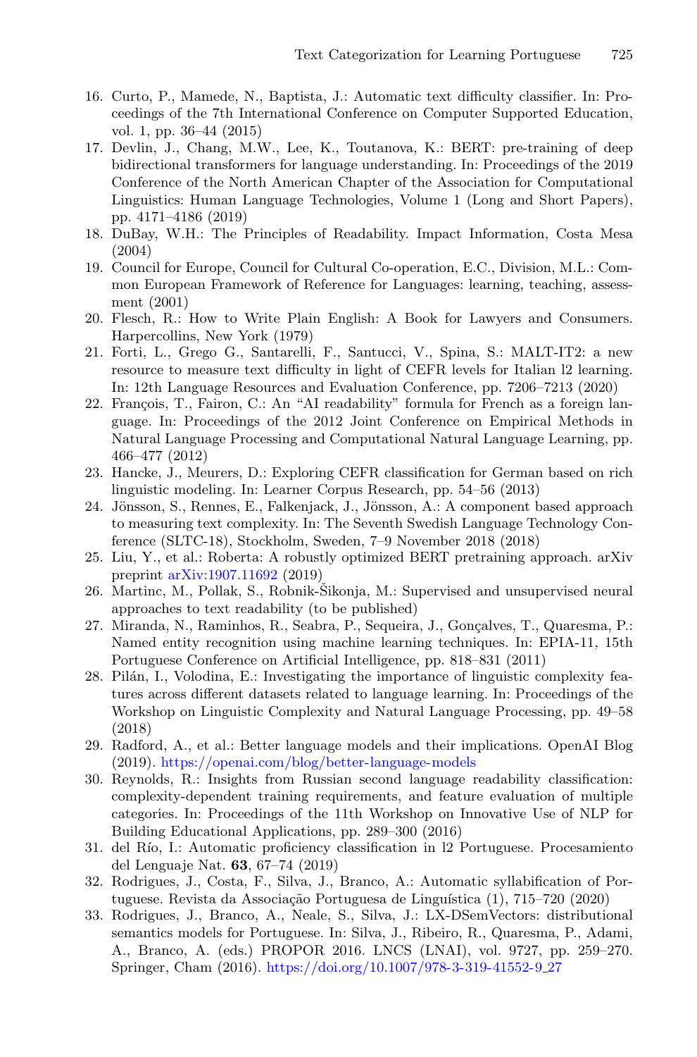16. Curto, P., Mamede, N., Baptista, J.: Automatic text difficulty classifier. In: Proceedings of the 7th International Conference on Computer Supported Education, vol. 1, pp. 36–44 (2015)
17. Devlin, J., Chang, M.W., Lee, K., Toutanova, K.: BERT: pre-training of deep bidirectional transformers for language understanding. In: Proceedings of the 2019 Conference of the North American Chapter of the Association for Computational Linguistics: Human Language Technologies, Volume 1 (Long and Short Papers), pp. 4171–4186 (2019)
18. DuBay, W.H.: The Principles of Readability. Impact Information, Costa Mesa (2004)
19. Council for Europe, Council for Cultural Co-operation, E.C., Division, M.L.: Common European Framework of Reference for Languages: learning, teaching, assessment (2001)
20. Flesch, R.: How to Write Plain English: A Book for Lawyers and Consumers. Harpercollins, New York (1979)
21. Forti, L., Grego G., Santarelli, F., Santucci, V., Spina, S.: MALT-IT2: a new resource to measure text difficulty in light of CEFR levels for Italian l2 learning. In: 12th Language Resources and Evaluation Conference, pp. 7206–7213 (2020)
22. François, T., Fairon, C.: An "AI readability" formula for French as a foreign language. In: Proceedings of the 2012 Joint Conference on Empirical Methods in Natural Language Processing and Computational Natural Language Learning, pp. 466–477 (2012)
23. Hancke, J., Meurers, D.: Exploring CEFR classification for German based on rich linguistic modeling. In: Learner Corpus Research, pp. 54–56 (2013)
24. Jönsson, S., Rennes, E., Falkenjack, J., Jönsson, A.: A component based approach to measuring text complexity. In: The Seventh Swedish Language Technology Conference (SLTC-18), Stockholm, Sweden, 7–9 November 2018 (2018)
25. Liu, Y., et al.: Roberta: A robustly optimized BERT pretraining approach. arXiv preprint arXiv:1907.11692 (2019)
26. Martinc, M., Pollak, S., Robnik-Šikonja, M.: Supervised and unsupervised neural approaches to text readability (to be published)
27. Miranda, N., Raminhos, R., Seabra, P., Sequeira, J., Gonçalves, T., Quaresma, P.: Named entity recognition using machine learning techniques. In: EPIA-11, 15th Portuguese Conference on Artificial Intelligence, pp. 818–831 (2011)
28. Pilán, I., Volodina, E.: Investigating the importance of linguistic complexity features across different datasets related to language learning. In: Proceedings of the Workshop on Linguistic Complexity and Natural Language Processing, pp. 49–58 (2018)
29. Radford, A., et al.: Better language models and their implications. OpenAI Blog (2019). https://openai.com/blog/better-language-models
30. Reynolds, R.: Insights from Russian second language readability classification: complexity-dependent training requirements, and feature evaluation of multiple categories. In: Proceedings of the 11th Workshop on Innovative Use of NLP for Building Educational Applications, pp. 289–300 (2016)
31. del Río, I.: Automatic proficiency classification in l2 Portuguese. Procesamiento del Lenguaje Nat. **63**, 67–74 (2019)
32. Rodrigues, J., Costa, F., Silva, J., Branco, A.: Automatic syllabification of Portuguese. Revista da Associação Portuguesa de Linguística (1), 715–720 (2020)
33. Rodrigues, J., Branco, A., Neale, S., Silva, J.: LX-DSemVectors: distributional semantics models for Portuguese. In: Silva, J., Ribeiro, R., Quaresma, P., Adami, A., Branco, A. (eds.) PROPOR 2016. LNCS (LNAI), vol. 9727, pp. 259–270. Springer, Cham (2016). https://doi.org/10.1007/978-3-319-41552-9_27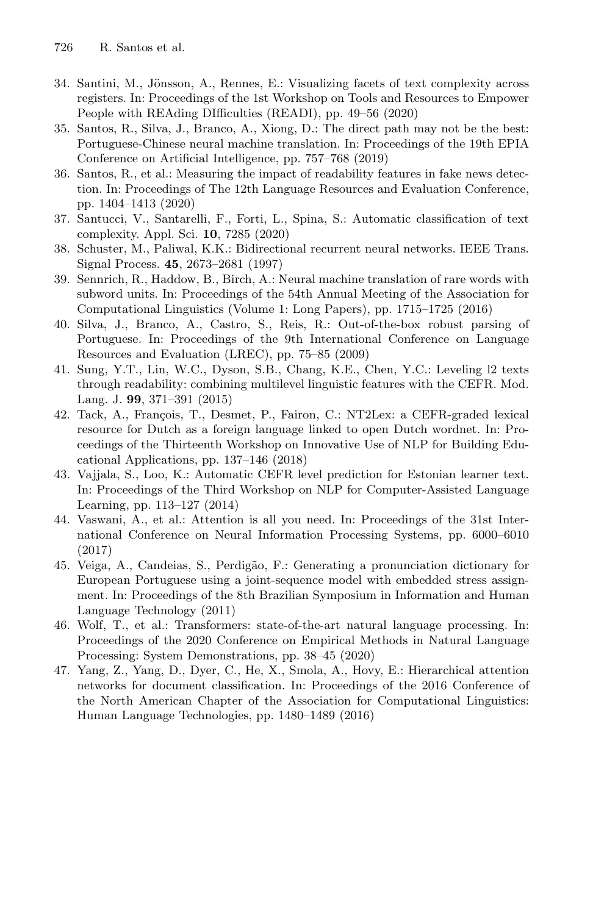34. Santini, M., Jönsson, A., Rennes, E.: Visualizing facets of text complexity across registers. In: Proceedings of the 1st Workshop on Tools and Resources to Empower People with REAding DIfficulties (READI), pp. 49–56 (2020)
35. Santos, R., Silva, J., Branco, A., Xiong, D.: The direct path may not be the best: Portuguese-Chinese neural machine translation. In: Proceedings of the 19th EPIA Conference on Artificial Intelligence, pp. 757–768 (2019)
36. Santos, R., et al.: Measuring the impact of readability features in fake news detection. In: Proceedings of The 12th Language Resources and Evaluation Conference, pp. 1404–1413 (2020)
37. Santucci, V., Santarelli, F., Forti, L., Spina, S.: Automatic classification of text complexity. Appl. Sci. **10**, 7285 (2020)
38. Schuster, M., Paliwal, K.K.: Bidirectional recurrent neural networks. IEEE Trans. Signal Process. **45**, 2673–2681 (1997)
39. Sennrich, R., Haddow, B., Birch, A.: Neural machine translation of rare words with subword units. In: Proceedings of the 54th Annual Meeting of the Association for Computational Linguistics (Volume 1: Long Papers), pp. 1715–1725 (2016)
40. Silva, J., Branco, A., Castro, S., Reis, R.: Out-of-the-box robust parsing of Portuguese. In: Proceedings of the 9th International Conference on Language Resources and Evaluation (LREC), pp. 75–85 (2009)
41. Sung, Y.T., Lin, W.C., Dyson, S.B., Chang, K.E., Chen, Y.C.: Leveling l2 texts through readability: combining multilevel linguistic features with the CEFR. Mod. Lang. J. **99**, 371–391 (2015)
42. Tack, A., François, T., Desmet, P., Fairon, C.: NT2Lex: a CEFR-graded lexical resource for Dutch as a foreign language linked to open Dutch wordnet. In: Proceedings of the Thirteenth Workshop on Innovative Use of NLP for Building Educational Applications, pp. 137–146 (2018)
43. Vajjala, S., Loo, K.: Automatic CEFR level prediction for Estonian learner text. In: Proceedings of the Third Workshop on NLP for Computer-Assisted Language Learning, pp. 113–127 (2014)
44. Vaswani, A., et al.: Attention is all you need. In: Proceedings of the 31st International Conference on Neural Information Processing Systems, pp. 6000–6010 (2017)
45. Veiga, A., Candeias, S., Perdigão, F.: Generating a pronunciation dictionary for European Portuguese using a joint-sequence model with embedded stress assignment. In: Proceedings of the 8th Brazilian Symposium in Information and Human Language Technology (2011)
46. Wolf, T., et al.: Transformers: state-of-the-art natural language processing. In: Proceedings of the 2020 Conference on Empirical Methods in Natural Language Processing: System Demonstrations, pp. 38–45 (2020)
47. Yang, Z., Yang, D., Dyer, C., He, X., Smola, A., Hovy, E.: Hierarchical attention networks for document classification. In: Proceedings of the 2016 Conference of the North American Chapter of the Association for Computational Linguistics: Human Language Technologies, pp. 1480–1489 (2016)